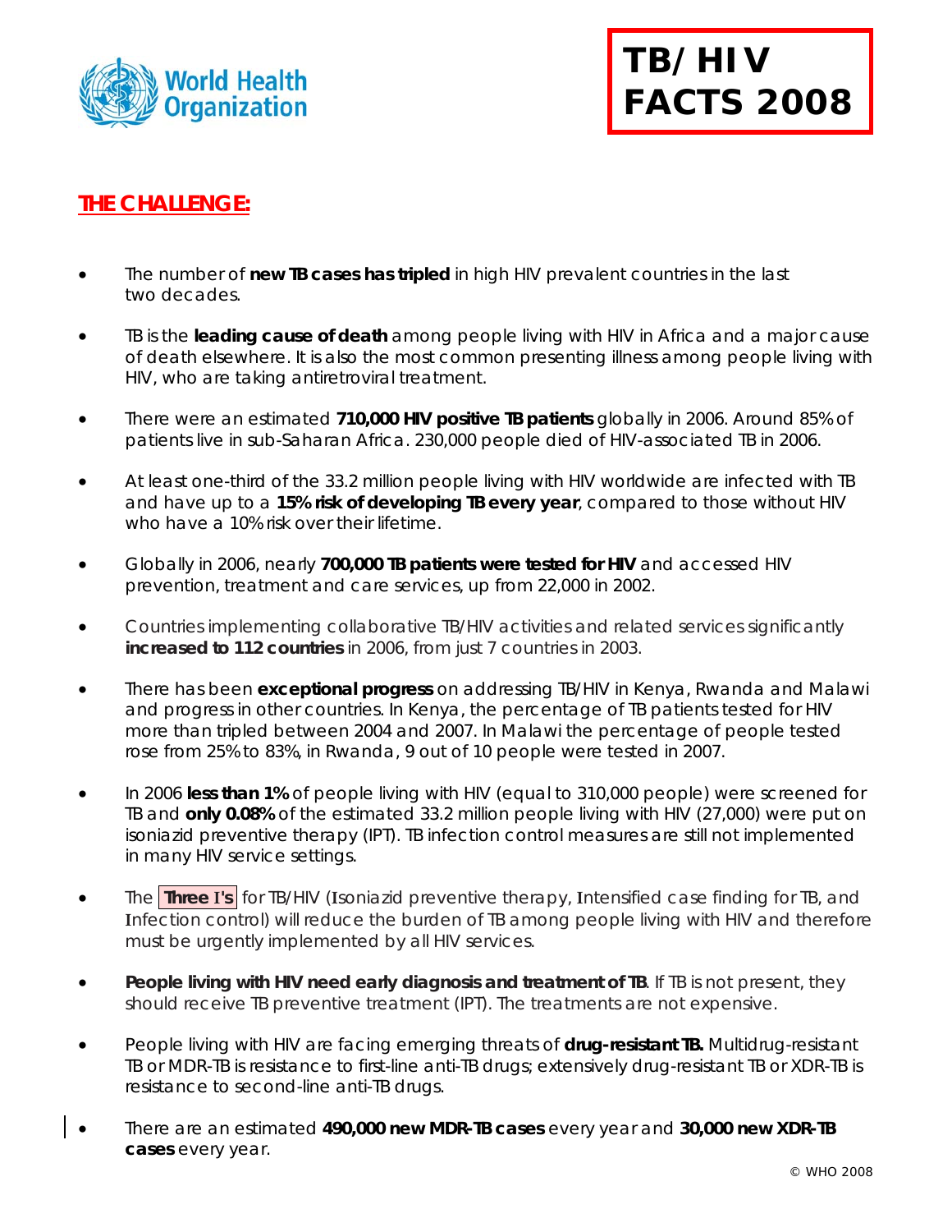World Health Organization

# TB/HIV FACTS 2008

## THE CHALLENGE:

- The number of **new TB cases has tripled** in high HIV prevalent countries in the last two decades.
- TB is the **leading cause of death** among people living with HIV in Africa and a major cause of death elsewhere. It is also the most common presenting illness among people living with HIV, who are taking antiretroviral treatment.
- There were an estimated **710,000 HIV positive TB patients** globally in 2006. Around 85% of patients live in sub-Saharan Africa. 230,000 people died of HIV-associated TB in 2006.
- At least one-third of the 33.2 million people living with HIV worldwide are infected with TB and have up to a **15% risk of developing TB every year**, compared to those without HIV who have a 10% risk over their lifetime.
- Globally in 2006, nearly **700,000 TB patients were tested for HIV** and accessed HIV prevention, treatment and care services, up from 22,000 in 2002.
- Countries implementing collaborative TB/HIV activities and related services significantly **increased to 112 countries** in 2006, from just 7 countries in 2003.
- There has been **exceptional progress** on addressing TB/HIV in Kenya, Rwanda and Malawi and progress in other countries. In Kenya, the percentage of TB patients tested for HIV more than tripled between 2004 and 2007. In Malawi the percentage of people tested rose from 25% to 83%, in Rwanda, 9 out of 10 people were tested in 2007.
- In 2006 **less than 1%** of people living with HIV (equal to 310,000 people) were screened for TB and **only 0.08%** of the estimated 33.2 million people living with HIV (27,000) were put on isoniazid preventive therapy (IPT). TB infection control measures are still not implemented in many HIV service settings.
- The **Three I's** for TB/HIV (Isoniazid preventive therapy, Intensified case finding for TB, and Infection control) will reduce the burden of TB among people living with HIV and therefore must be urgently implemented by all HIV services.
- **People living with HIV need early diagnosis and treatment of TB**. If TB is not present, they should receive TB preventive treatment (IPT). The treatments are not expensive.
- People living with HIV are facing emerging threats of **drug-resistant TB.** Multidrug-resistant TB or MDR-TB is resistance to first-line anti-TB drugs; extensively drug-resistant TB or XDR-TB is resistance to second-line anti-TB drugs.
- There are an estimated **490,000 new MDR-TB cases** every year and **30,000 new XDR-TB cases** every year.

© WHO 2008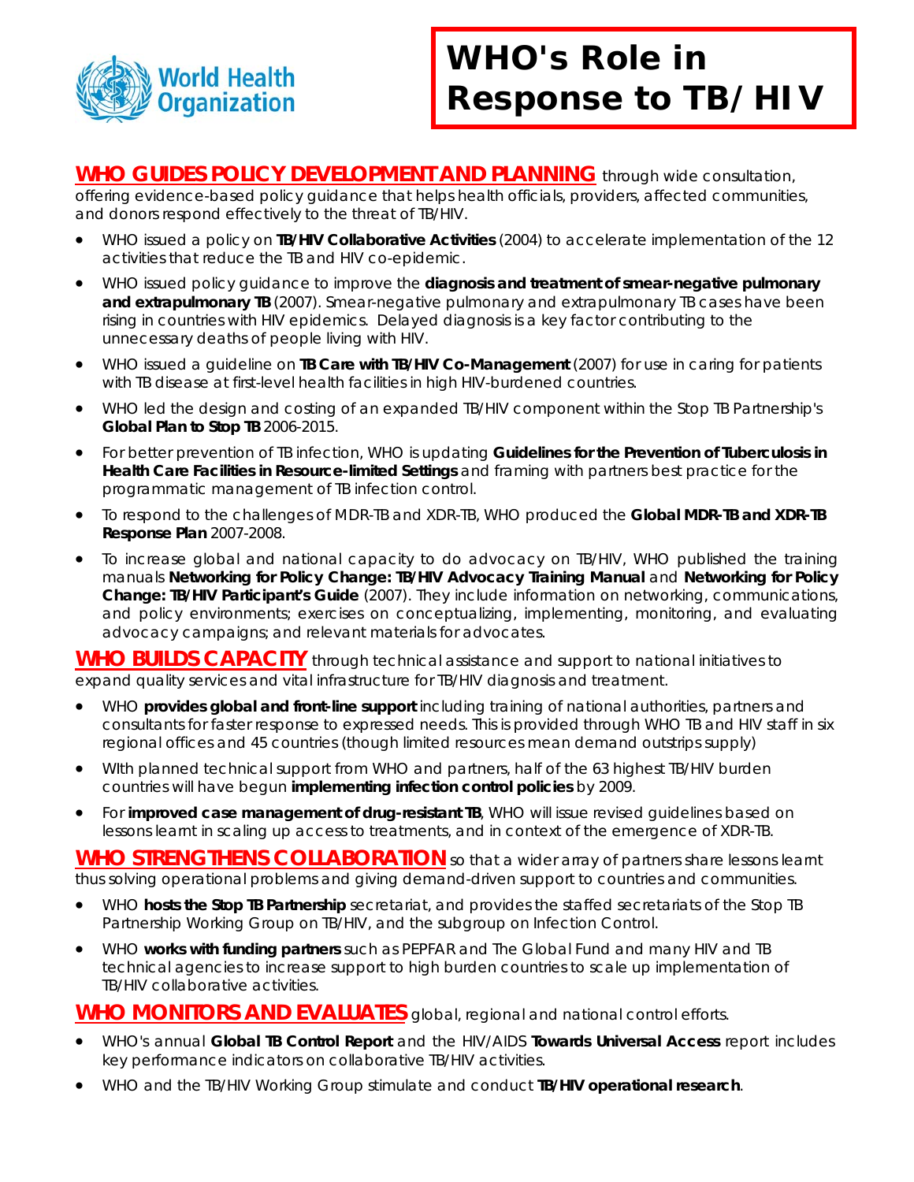# WHO's Role in Response to TB/HIV

**WHO GUIDES POLICY DEVELOPMENT AND PLANNING** through wide consultation, offering evidence-based policy guidance that helps health officials, providers, affected communities, and donors respond effectively to the threat of TB/HIV.

- WHO issued a policy on **TB/HIV Collaborative Activities** (2004) to accelerate implementation of the 12 activities that reduce the TB and HIV co-epidemic.
- WHO issued policy guidance to improve the **diagnosis and treatment of smear-negative pulmonary and extrapulmonary TB** (2007). Smear-negative pulmonary and extrapulmonary TB cases have been rising in countries with HIV epidemics. Delayed diagnosis is a key factor contributing to the unnecessary deaths of people living with HIV.
- WHO issued a guideline on **TB Care with TB/HIV Co-Management** (2007) for use in caring for patients with TB disease at first-level health facilities in high HIV-burdened countries.
- WHO led the design and costing of an expanded TB/HIV component within the Stop TB Partnership's **Global Plan to Stop TB** 2006-2015.
- For better prevention of TB infection, WHO is updating **Guidelines for the Prevention of Tuberculosis in Health Care Facilities in Resource-limited Settings** and framing with partners best practice for the programmatic management of TB infection control.
- To respond to the challenges of MDR-TB and XDR-TB, WHO produced the **Global MDR-TB and XDR-TB Response Plan** 2007-2008.
- To increase global and national capacity to do advocacy on TB/HIV, WHO published the training manuals **Networking for Policy Change: TB/HIV Advocacy Training Manual** and **Networking for Policy Change: TB/HIV Participant's Guide** (2007). They include information on networking, communications, and policy environments; exercises on conceptualizing, implementing, monitoring, and evaluating advocacy campaigns; and relevant materials for advocates.

**WHO BUILDS CAPACITY** through technical assistance and support to national initiatives to expand quality services and vital infrastructure for TB/HIV diagnosis and treatment.

- WHO **provides global and front-line support** including training of national authorities, partners and consultants for faster response to expressed needs. This is provided through WHO TB and HIV staff in six regional offices and 45 countries (though limited resources mean demand outstrips supply)
- WIth planned technical support from WHO and partners, half of the 63 highest TB/HIV burden countries will have begun **implementing infection control policies** by 2009.
- For **improved case management of drug-resistant TB**, WHO will issue revised guidelines based on lessons learnt in scaling up access to treatments, and in context of the emergence of XDR-TB.

**WHO STRENGTHENS COLLABORATION** so that a wider array of partners share lessons learnt thus solving operational problems and giving demand-driven support to countries and communities.

- WHO **hosts the Stop TB Partnership** secretariat, and provides the staffed secretariats of the Stop TB Partnership Working Group on TB/HIV, and the subgroup on Infection Control.
- WHO **works with funding partners** such as PEPFAR and The Global Fund and many HIV and TB technical agencies to increase support to high burden countries to scale up implementation of TB/HIV collaborative activities.

**WHO MONITORS AND EVALUATES** global, regional and national control efforts.

- WHO's annual **Global TB Control Report** and the HIV/AIDS **Towards Universal Access** report includes key performance indicators on collaborative TB/HIV activities.
- WHO and the TB/HIV Working Group stimulate and conduct **TB/HIV operational research**.